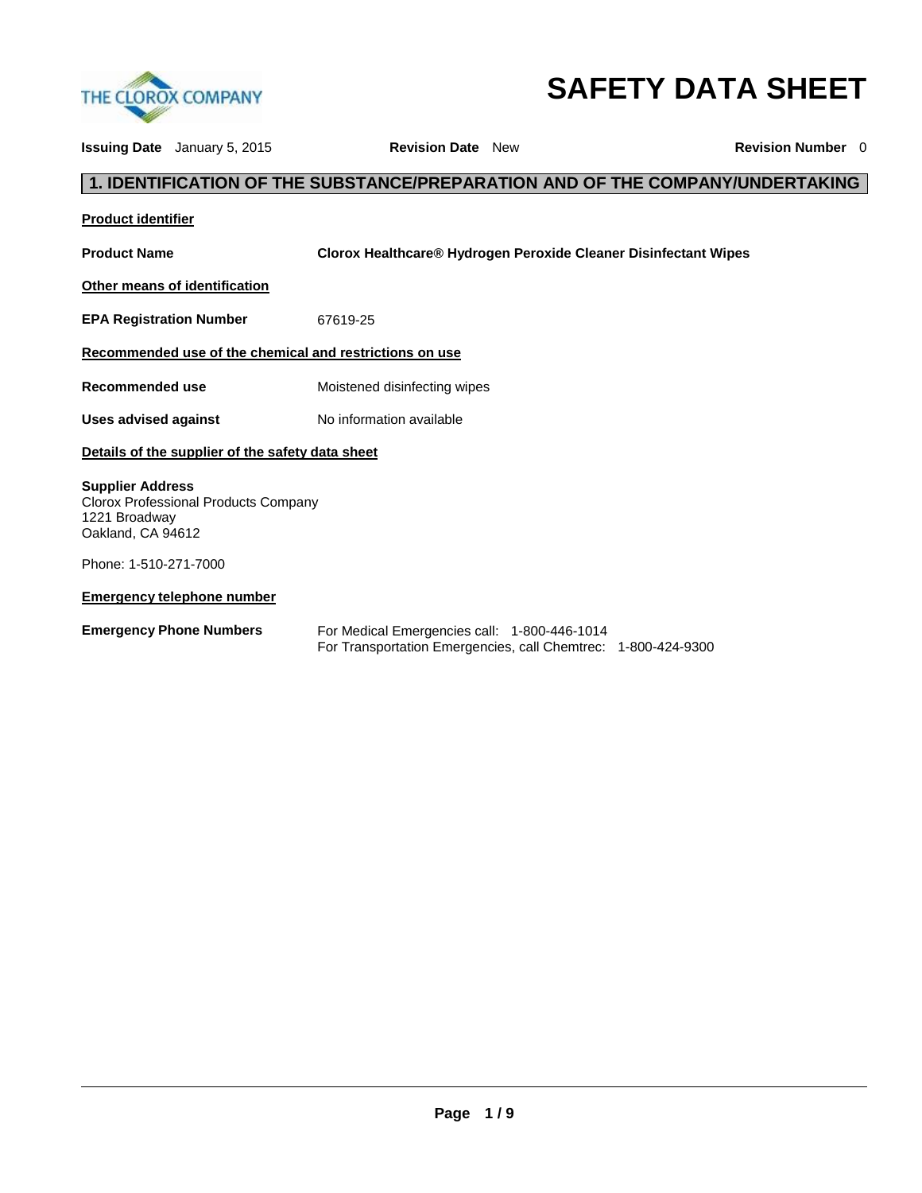THE CLOROX COMPANY

# SAFETY DATA SHEET

**Issuing Date** January 5, 2015 **Revision Date** New **Revision Number** 0

## 1. IDENTIFICATION OF THE SUBSTANCE/PREPARATION AND OF THE COMPANY/UNDERTAKING

**Product identifier**

**Product Name** **Clorox Healthcare® Hydrogen Peroxide Cleaner Disinfectant Wipes**

**Other means of identification**

**EPA Registration Number** 67619-25

**Recommended use of the chemical and restrictions on use**

**Recommended use** Moistened disinfecting wipes

**Uses advised against** No information available

**Details of the supplier of the safety data sheet**

**Supplier Address**
Clorox Professional Products Company
1221 Broadway
Oakland, CA 94612

Phone: 1-510-271-7000

**Emergency telephone number**

**Emergency Phone Numbers**
For Medical Emergencies call: 1-800-446-1014
For Transportation Emergencies, call Chemtrec: 1-800-424-9300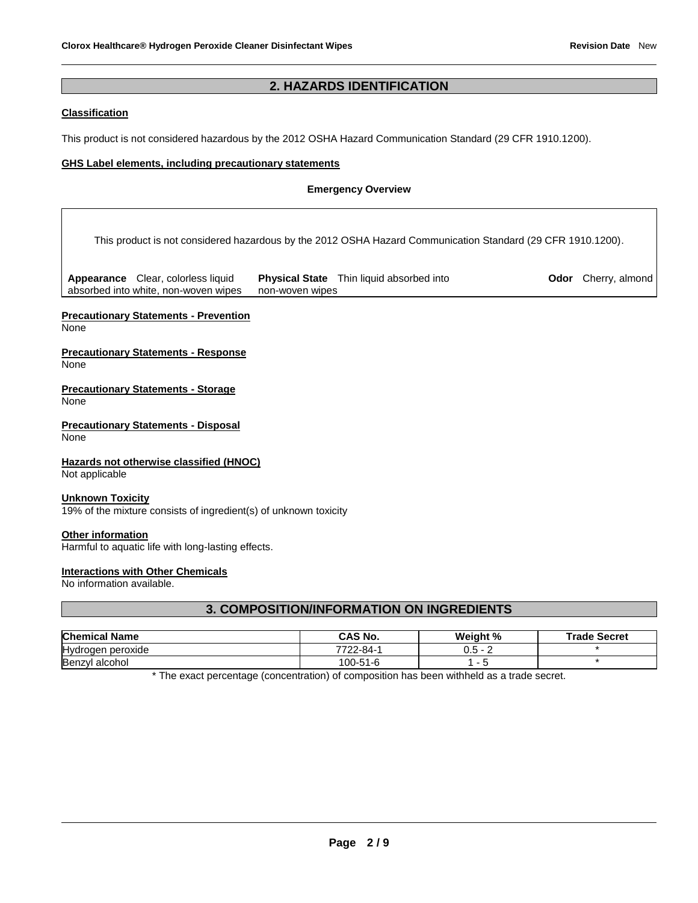## 2. HAZARDS IDENTIFICATION

**Classification**

This product is not considered hazardous by the 2012 OSHA Hazard Communication Standard (29 CFR 1910.1200).

**GHS Label elements, including precautionary statements**

**Emergency Overview**

This product is not considered hazardous by the 2012 OSHA Hazard Communication Standard (29 CFR 1910.1200).

**Appearance** Clear, colorless liquid absorbed into white, non-woven wipes | **Physical State** Thin liquid absorbed into non-woven wipes | **Odor** Cherry, almond

**Precautionary Statements - Prevention**
None

**Precautionary Statements - Response**
None

**Precautionary Statements - Storage**
None

**Precautionary Statements - Disposal**
None

**Hazards not otherwise classified (HNOC)**
Not applicable

**Unknown Toxicity**
19% of the mixture consists of ingredient(s) of unknown toxicity

**Other information**
Harmful to aquatic life with long-lasting effects.

**Interactions with Other Chemicals**
No information available.

## 3. COMPOSITION/INFORMATION ON INGREDIENTS

| Chemical Name | CAS No. | Weight % | Trade Secret |
|---|---|---|---|
| Hydrogen peroxide | 7722-84-1 | 0.5 - 2 | * |
| Benzyl alcohol | 100-51-6 | 1 - 5 | * |

* The exact percentage (concentration) of composition has been withheld as a trade secret.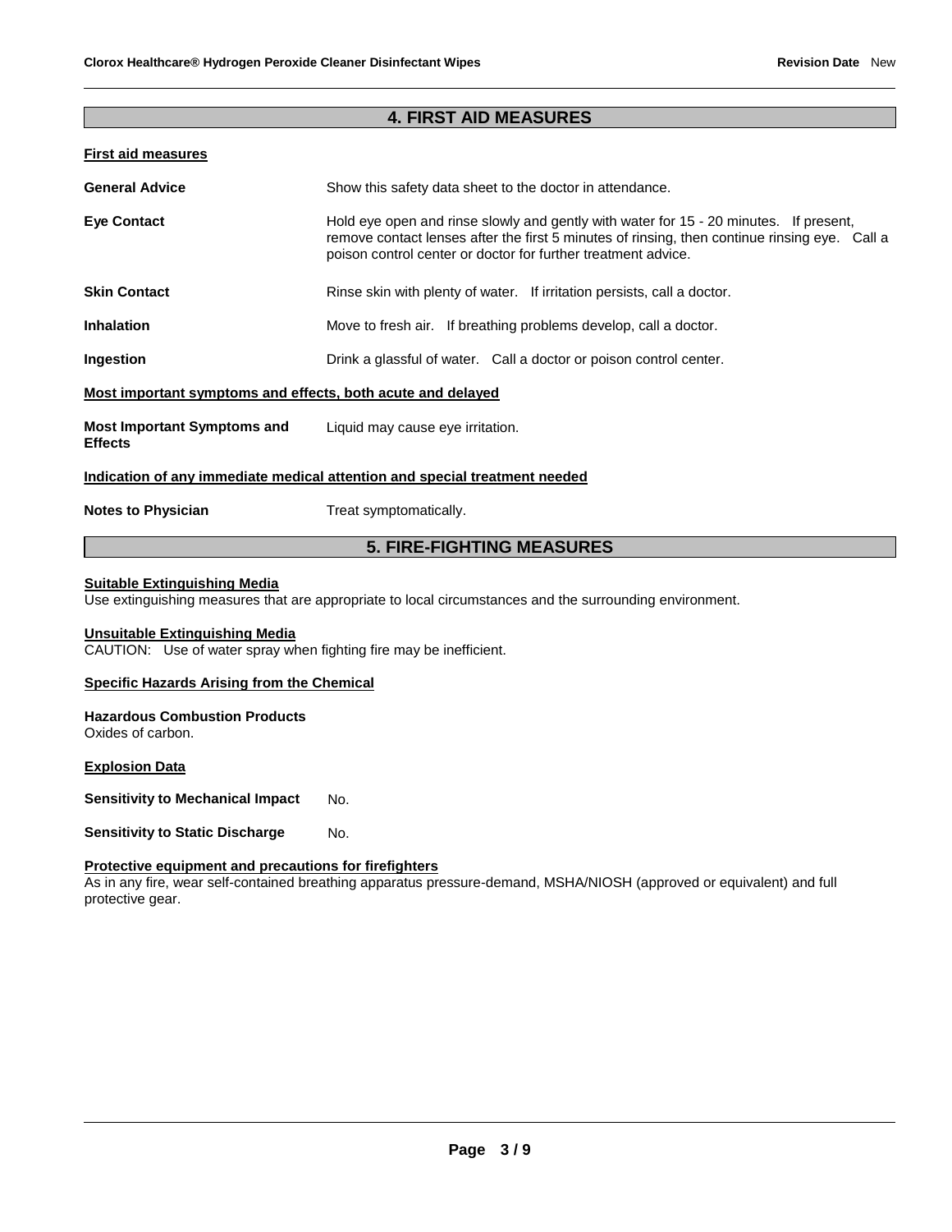## 4. FIRST AID MEASURES

### First aid measures

**General Advice** Show this safety data sheet to the doctor in attendance.

**Eye Contact** Hold eye open and rinse slowly and gently with water for 15 - 20 minutes. If present, remove contact lenses after the first 5 minutes of rinsing, then continue rinsing eye. Call a poison control center or doctor for further treatment advice.

**Skin Contact** Rinse skin with plenty of water. If irritation persists, call a doctor.

**Inhalation** Move to fresh air. If breathing problems develop, call a doctor.

**Ingestion** Drink a glassful of water. Call a doctor or poison control center.

### Most important symptoms and effects, both acute and delayed

**Most Important Symptoms and Effects** Liquid may cause eye irritation.

### Indication of any immediate medical attention and special treatment needed

**Notes to Physician** Treat symptomatically.

## 5. FIRE-FIGHTING MEASURES

### Suitable Extinguishing Media

Use extinguishing measures that are appropriate to local circumstances and the surrounding environment.

### Unsuitable Extinguishing Media

CAUTION: Use of water spray when fighting fire may be inefficient.

### Specific Hazards Arising from the Chemical

**Hazardous Combustion Products**
Oxides of carbon.

### Explosion Data

**Sensitivity to Mechanical Impact** No.

**Sensitivity to Static Discharge** No.

### Protective equipment and precautions for firefighters

As in any fire, wear self-contained breathing apparatus pressure-demand, MSHA/NIOSH (approved or equivalent) and full protective gear.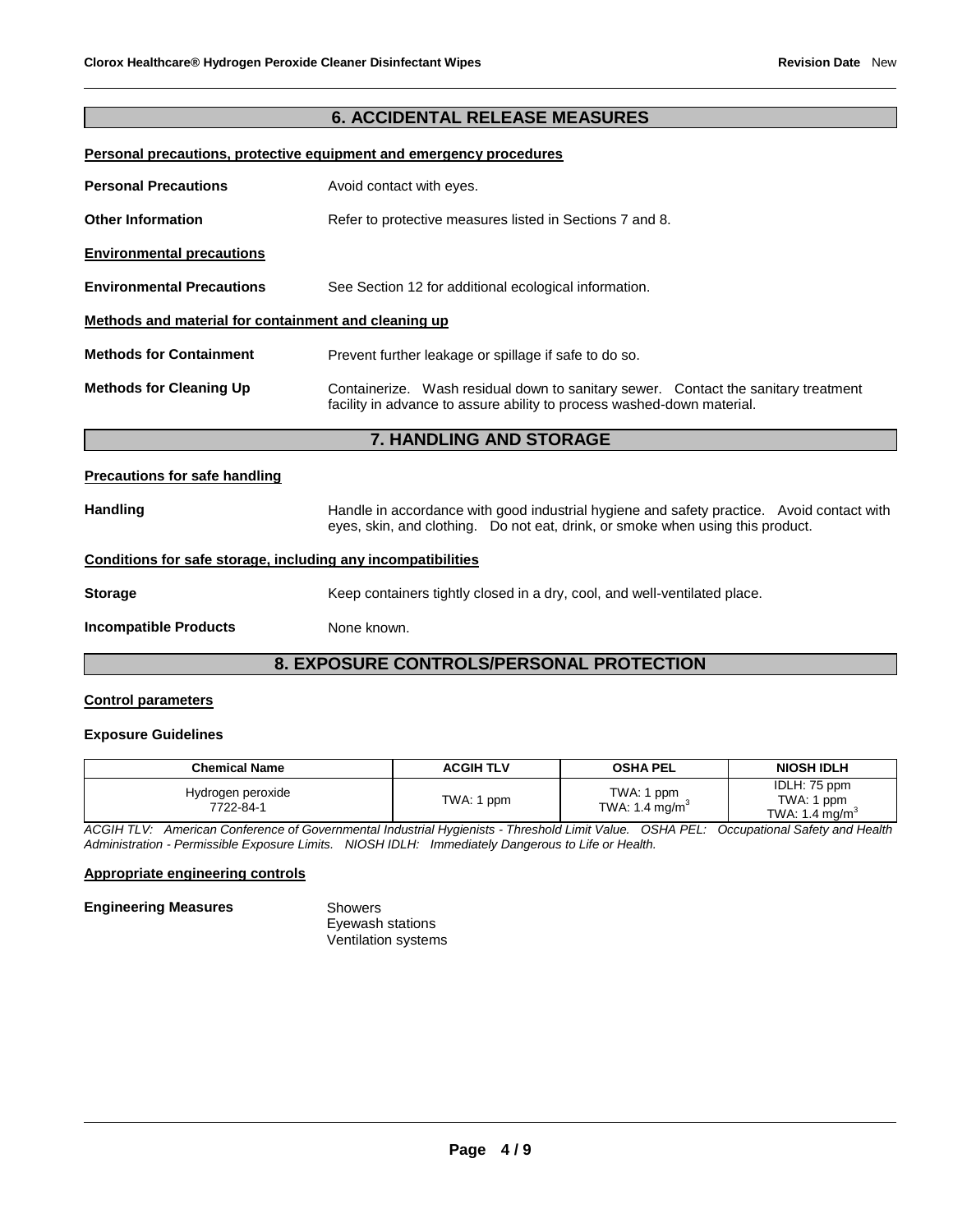## 6. ACCIDENTAL RELEASE MEASURES

**Personal precautions, protective equipment and emergency procedures**

**Personal Precautions** Avoid contact with eyes.

**Other Information** Refer to protective measures listed in Sections 7 and 8.

**Environmental precautions**

**Environmental Precautions** See Section 12 for additional ecological information.

**Methods and material for containment and cleaning up**

**Methods for Containment** Prevent further leakage or spillage if safe to do so.

**Methods for Cleaning Up** Containerize. Wash residual down to sanitary sewer. Contact the sanitary treatment facility in advance to assure ability to process washed-down material.

## 7. HANDLING AND STORAGE

**Precautions for safe handling**

**Handling** Handle in accordance with good industrial hygiene and safety practice. Avoid contact with eyes, skin, and clothing. Do not eat, drink, or smoke when using this product.

**Conditions for safe storage, including any incompatibilities**

**Storage** Keep containers tightly closed in a dry, cool, and well-ventilated place.

**Incompatible Products** None known.

## 8. EXPOSURE CONTROLS/PERSONAL PROTECTION

**Control parameters**

**Exposure Guidelines**

| Chemical Name | ACGIH TLV | OSHA PEL | NIOSH IDLH |
|---|---|---|---|
| Hydrogen peroxide 7722-84-1 | TWA: 1 ppm | TWA: 1 ppm TWA: 1.4 mg/m$^3$ | IDLH: 75 ppm TWA: 1 ppm TWA: 1.4 mg/m$^3$ |

*ACGIH TLV: American Conference of Governmental Industrial Hygienists - Threshold Limit Value. OSHA PEL: Occupational Safety and Health Administration - Permissible Exposure Limits. NIOSH IDLH: Immediately Dangerous to Life or Health.*

**Appropriate engineering controls**

**Engineering Measures** Showers
Eyewash stations
Ventilation systems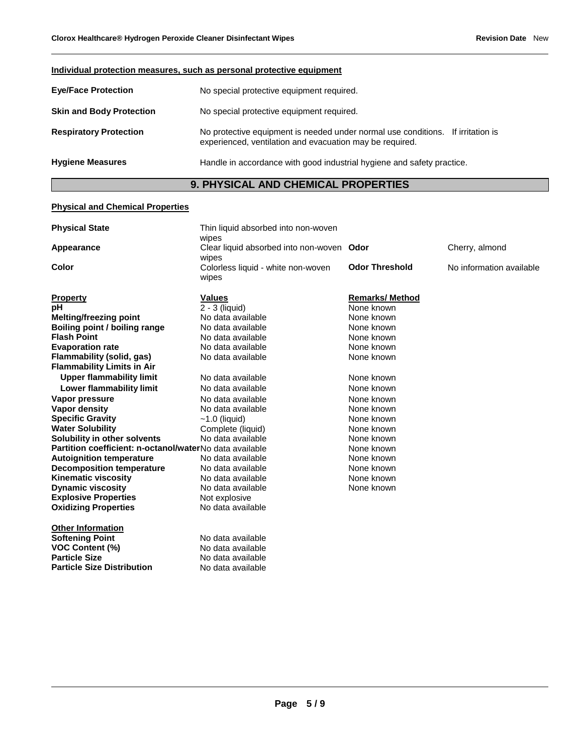**Individual protection measures, such as personal protective equipment**

| | |
|---|---|
| **Eye/Face Protection** | No special protective equipment required. |
| **Skin and Body Protection** | No special protective equipment required. |
| **Respiratory Protection** | No protective equipment is needed under normal use conditions. If irritation is experienced, ventilation and evacuation may be required. |
| **Hygiene Measures** | Handle in accordance with good industrial hygiene and safety practice. |

## 9. PHYSICAL AND CHEMICAL PROPERTIES

**Physical and Chemical Properties**

| | | | |
|---|---|---|---|
| **Physical State** | Thin liquid absorbed into non-woven wipes | | |
| **Appearance** | Clear liquid absorbed into non-woven wipes | **Odor** | Cherry, almond |
| **Color** | Colorless liquid - white non-woven wipes | **Odor Threshold** | No information available |

| **Property** | **Values** | **Remarks/ Method** |
|---|---|---|
| **pH** | 2 - 3 (liquid) | None known |
| **Melting/freezing point** | No data available | None known |
| **Boiling point / boiling range** | No data available | None known |
| **Flash Point** | No data available | None known |
| **Evaporation rate** | No data available | None known |
| **Flammability (solid, gas)** | No data available | None known |
| **Flammability Limits in Air** | | |
| **Upper flammability limit** | No data available | None known |
| **Lower flammability limit** | No data available | None known |
| **Vapor pressure** | No data available | None known |
| **Vapor density** | No data available | None known |
| **Specific Gravity** | ~1.0 (liquid) | None known |
| **Water Solubility** | Complete (liquid) | None known |
| **Solubility in other solvents** | No data available | None known |
| **Partition coefficient: n-octanol/water** | No data available | None known |
| **Autoignition temperature** | No data available | None known |
| **Decomposition temperature** | No data available | None known |
| **Kinematic viscosity** | No data available | None known |
| **Dynamic viscosity** | No data available | None known |
| **Explosive Properties** | Not explosive | |
| **Oxidizing Properties** | No data available | |

**Other Information**

| | |
|---|---|
| **Softening Point** | No data available |
| **VOC Content (%)** | No data available |
| **Particle Size** | No data available |
| **Particle Size Distribution** | No data available |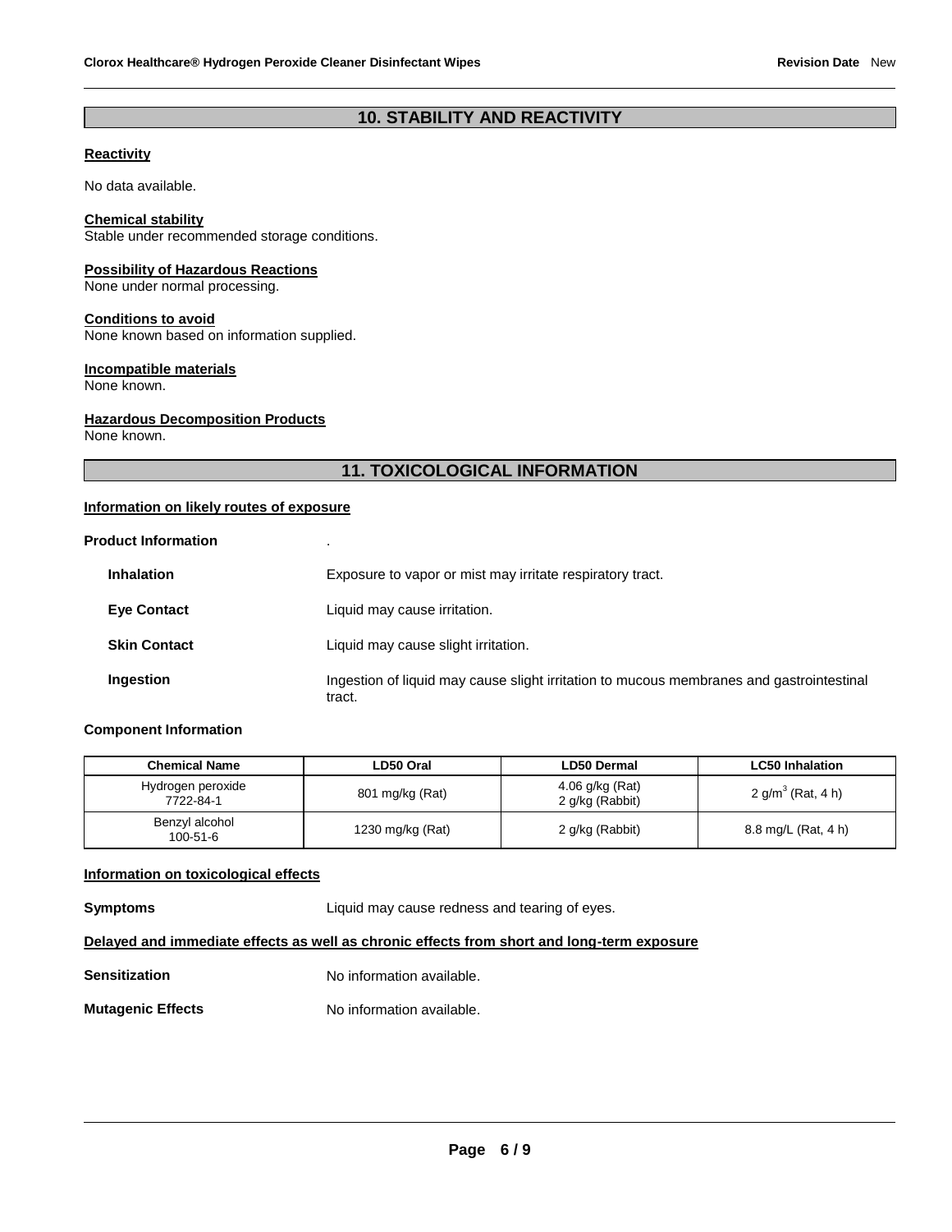## 10. STABILITY AND REACTIVITY

**Reactivity**

No data available.

**Chemical stability**
Stable under recommended storage conditions.

**Possibility of Hazardous Reactions**
None under normal processing.

**Conditions to avoid**
None known based on information supplied.

**Incompatible materials**
None known.

**Hazardous Decomposition Products**
None known.

## 11. TOXICOLOGICAL INFORMATION

**Information on likely routes of exposure**

**Product Information** .

| | |
|---|---|
| **Inhalation** | Exposure to vapor or mist may irritate respiratory tract. |
| **Eye Contact** | Liquid may cause irritation. |
| **Skin Contact** | Liquid may cause slight irritation. |
| **Ingestion** | Ingestion of liquid may cause slight irritation to mucous membranes and gastrointestinal tract. |

**Component Information**

| Chemical Name | LD50 Oral | LD50 Dermal | LC50 Inhalation |
|---|---|---|---|
| Hydrogen peroxide 7722-84-1 | 801 mg/kg (Rat) | 4.06 g/kg (Rat) 2 g/kg (Rabbit) | 2 $g/m^3$ (Rat, 4 h) |
| Benzyl alcohol 100-51-6 | 1230 mg/kg (Rat) | 2 g/kg (Rabbit) | 8.8 mg/L (Rat, 4 h) |

**Information on toxicological effects**

**Symptoms** Liquid may cause redness and tearing of eyes.

**Delayed and immediate effects as well as chronic effects from short and long-term exposure**

**Sensitization** No information available.

**Mutagenic Effects** No information available.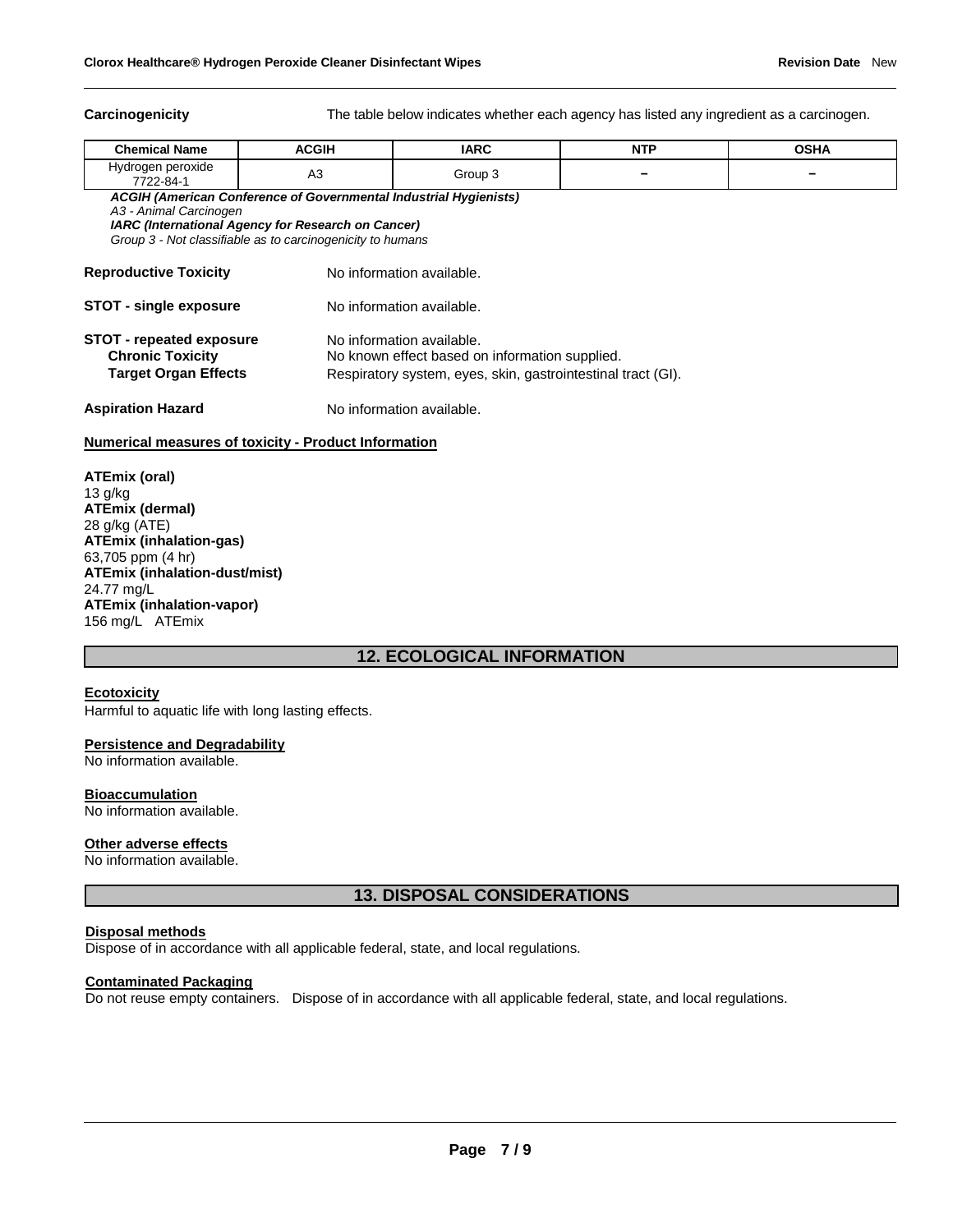**Carcinogenicity** The table below indicates whether each agency has listed any ingredient as a carcinogen.

| Chemical Name | ACGIH | IARC | NTP | OSHA |
|---|---|---|---|---|
| Hydrogen peroxide 7722-84-1 | A3 | Group 3 | - | - |

***ACGIH (American Conference of Governmental Industrial Hygienists)***
*A3 - Animal Carcinogen*
***IARC (International Agency for Research on Cancer)***
*Group 3 - Not classifiable as to carcinogenicity to humans*

**Reproductive Toxicity** No information available.

**STOT - single exposure** No information available.

**STOT - repeated exposure** No information available.
**Chronic Toxicity** No known effect based on information supplied.
**Target Organ Effects** Respiratory system, eyes, skin, gastrointestinal tract (GI).

**Aspiration Hazard** No information available.

**Numerical measures of toxicity - Product Information**

**ATEmix (oral)**
13 g/kg
**ATEmix (dermal)**
28 g/kg (ATE)
**ATEmix (inhalation-gas)**
63,705 ppm (4 hr)
**ATEmix (inhalation-dust/mist)**
24.77 mg/L
**ATEmix (inhalation-vapor)**
156 mg/L ATEmix

## 12. ECOLOGICAL INFORMATION

**Ecotoxicity**
Harmful to aquatic life with long lasting effects.

**Persistence and Degradability**
No information available.

**Bioaccumulation**
No information available.

**Other adverse effects**
No information available.

## 13. DISPOSAL CONSIDERATIONS

**Disposal methods**
Dispose of in accordance with all applicable federal, state, and local regulations.

**Contaminated Packaging**
Do not reuse empty containers. Dispose of in accordance with all applicable federal, state, and local regulations.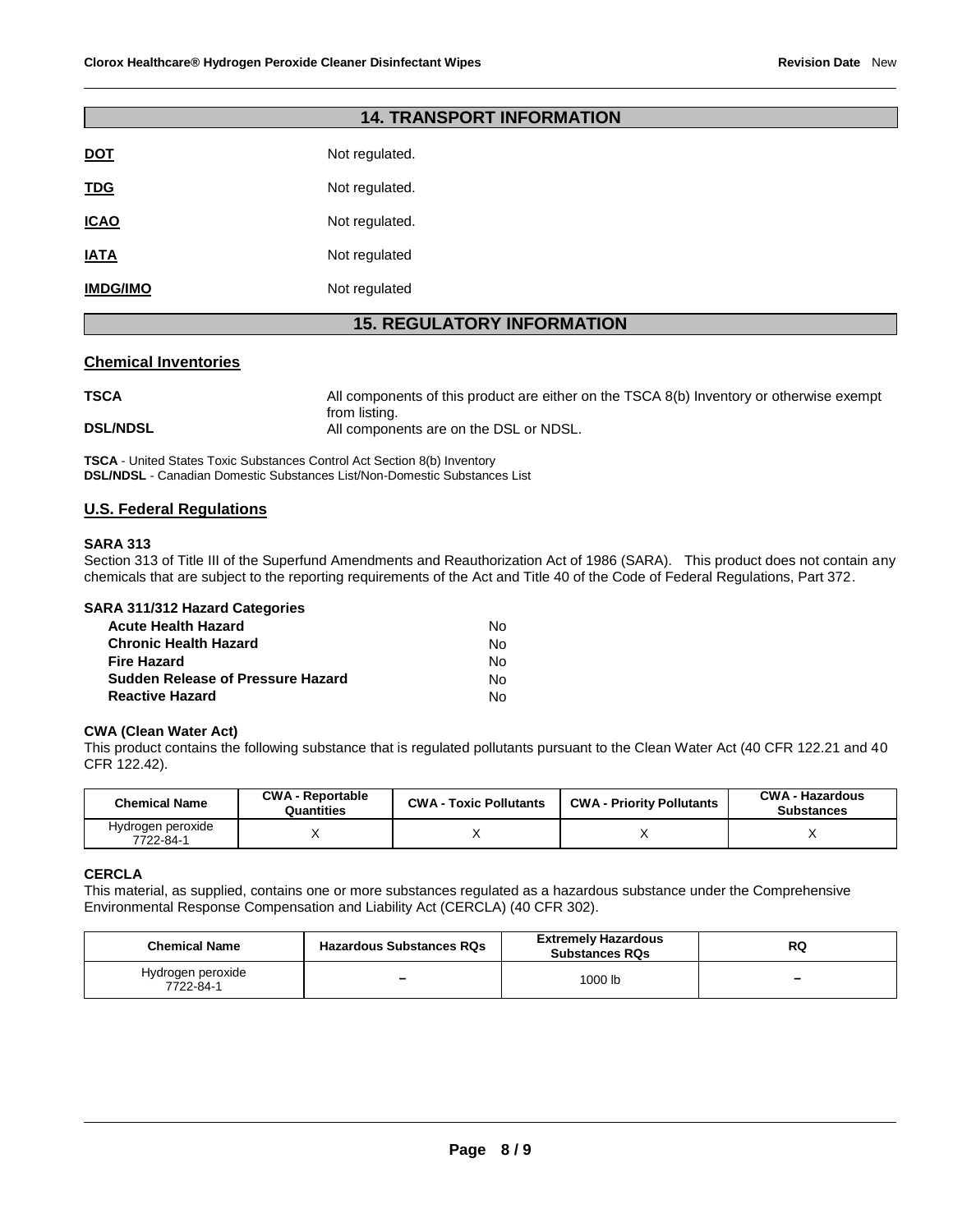## 14. TRANSPORT INFORMATION

**DOT** Not regulated.

**TDG** Not regulated.

**ICAO** Not regulated.

**IATA** Not regulated

**IMDG/IMO** Not regulated

## 15. REGULATORY INFORMATION

### Chemical Inventories

**TSCA** All components of this product are either on the TSCA 8(b) Inventory or otherwise exempt from listing.

**DSL/NDSL** All components are on the DSL or NDSL.

**TSCA** - United States Toxic Substances Control Act Section 8(b) Inventory
**DSL/NDSL** - Canadian Domestic Substances List/Non-Domestic Substances List

### U.S. Federal Regulations

**SARA 313**

Section 313 of Title III of the Superfund Amendments and Reauthorization Act of 1986 (SARA). This product does not contain any chemicals that are subject to the reporting requirements of the Act and Title 40 of the Code of Federal Regulations, Part 372.

**SARA 311/312 Hazard Categories**

| | |
|---|---|
| **Acute Health Hazard** | No |
| **Chronic Health Hazard** | No |
| **Fire Hazard** | No |
| **Sudden Release of Pressure Hazard** | No |
| **Reactive Hazard** | No |

**CWA (Clean Water Act)**

This product contains the following substance that is regulated pollutants pursuant to the Clean Water Act (40 CFR 122.21 and 40 CFR 122.42).

| Chemical Name | CWA - Reportable Quantities | CWA - Toxic Pollutants | CWA - Priority Pollutants | CWA - Hazardous Substances |
|---|---|---|---|---|
| Hydrogen peroxide 7722-84-1 | X | X | X | X |

**CERCLA**

This material, as supplied, contains one or more substances regulated as a hazardous substance under the Comprehensive Environmental Response Compensation and Liability Act (CERCLA) (40 CFR 302).

| Chemical Name | Hazardous Substances RQs | Extremely Hazardous Substances RQs | RQ |
|---|---|---|---|
| Hydrogen peroxide 7722-84-1 | - | 1000 lb | - |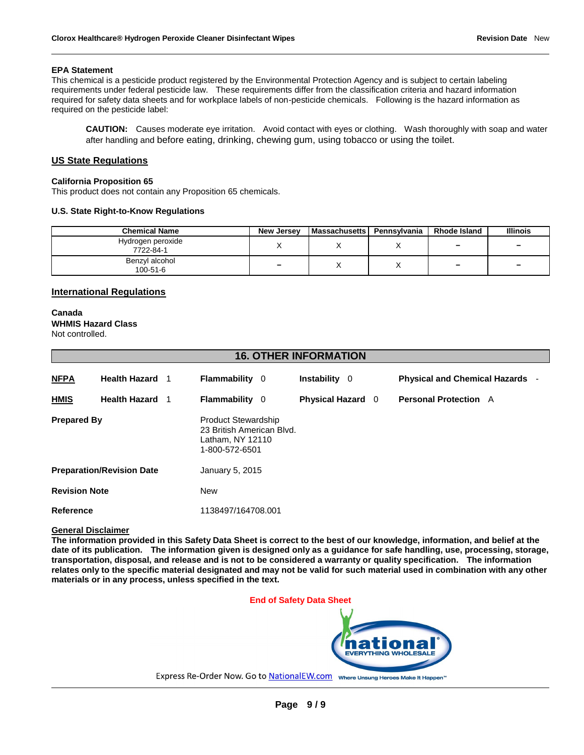**EPA Statement**

This chemical is a pesticide product registered by the Environmental Protection Agency and is subject to certain labeling requirements under federal pesticide law. These requirements differ from the classification criteria and hazard information required for safety data sheets and for workplace labels of non-pesticide chemicals. Following is the hazard information as required on the pesticide label:

> **CAUTION:** Causes moderate eye irritation. Avoid contact with eyes or clothing. Wash thoroughly with soap and water after handling and before eating, drinking, chewing gum, using tobacco or using the toilet.

## US State Regulations

**California Proposition 65**

This product does not contain any Proposition 65 chemicals.

**U.S. State Right-to-Know Regulations**

| Chemical Name | New Jersey | Massachusetts | Pennsylvania | Rhode Island | Illinois |
|---|---|---|---|---|---|
| Hydrogen peroxide 7722-84-1 | X | X | X | - | - |
| Benzyl alcohol 100-51-6 | - | X | X | - | - |

## International Regulations

**Canada**

**WHMIS Hazard Class**

Not controlled.

## 16. OTHER INFORMATION

| | | | | |
|---|---|---|---|---|
| **NFPA** | **Health Hazard** 1 | **Flammability** 0 | **Instability** 0 | **Physical and Chemical Hazards** - |
| **HMIS** | **Health Hazard** 1 | **Flammability** 0 | **Physical Hazard** 0 | **Personal Protection** A |

**Prepared By**
Product Stewardship
23 British American Blvd.
Latham, NY 12110
1-800-572-6501

**Preparation/Revision Date** January 5, 2015

**Revision Note** New

**Reference** 1138497/164708.001

**General Disclaimer**

**The information provided in this Safety Data Sheet is correct to the best of our knowledge, information, and belief at the date of its publication. The information given is designed only as a guidance for safe handling, use, processing, storage, transportation, disposal, and release and is not to be considered a warranty or quality specification. The information relates only to the specific material designated and may not be valid for such material used in combination with any other materials or in any process, unless specified in the text.**

**End of Safety Data Sheet**

national® EVERYTHING WHOLESALE

Express Re-Order Now. Go to NationalEW.com Where Unsung Heroes Make It Happen™